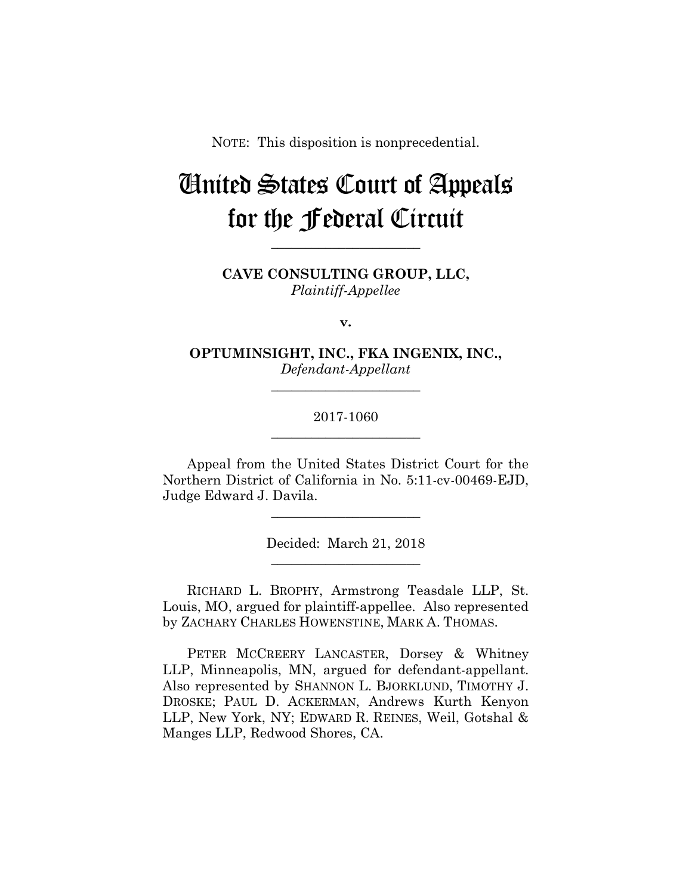NOTE: This disposition is nonprecedential.

# United States Court of Appeals for the Federal Circuit

______________________

**CAVE CONSULTING GROUP, LLC,**
*Plaintiff-Appellee*

**v.**

**OPTUMINSIGHT, INC., FKA INGENIX, INC.,**
*Defendant-Appellant*

______________________

2017-1060

______________________

Appeal from the United States District Court for the Northern District of California in No. 5:11-cv-00469-EJD, Judge Edward J. Davila.

______________________

Decided: March 21, 2018

______________________

RICHARD L. BROPHY, Armstrong Teasdale LLP, St. Louis, MO, argued for plaintiff-appellee. Also represented by ZACHARY CHARLES HOWENSTINE, MARK A. THOMAS.

PETER MCCREERY LANCASTER, Dorsey & Whitney LLP, Minneapolis, MN, argued for defendant-appellant. Also represented by SHANNON L. BJORKLUND, TIMOTHY J. DROSKE; PAUL D. ACKERMAN, Andrews Kurth Kenyon LLP, New York, NY; EDWARD R. REINES, Weil, Gotshal & Manges LLP, Redwood Shores, CA.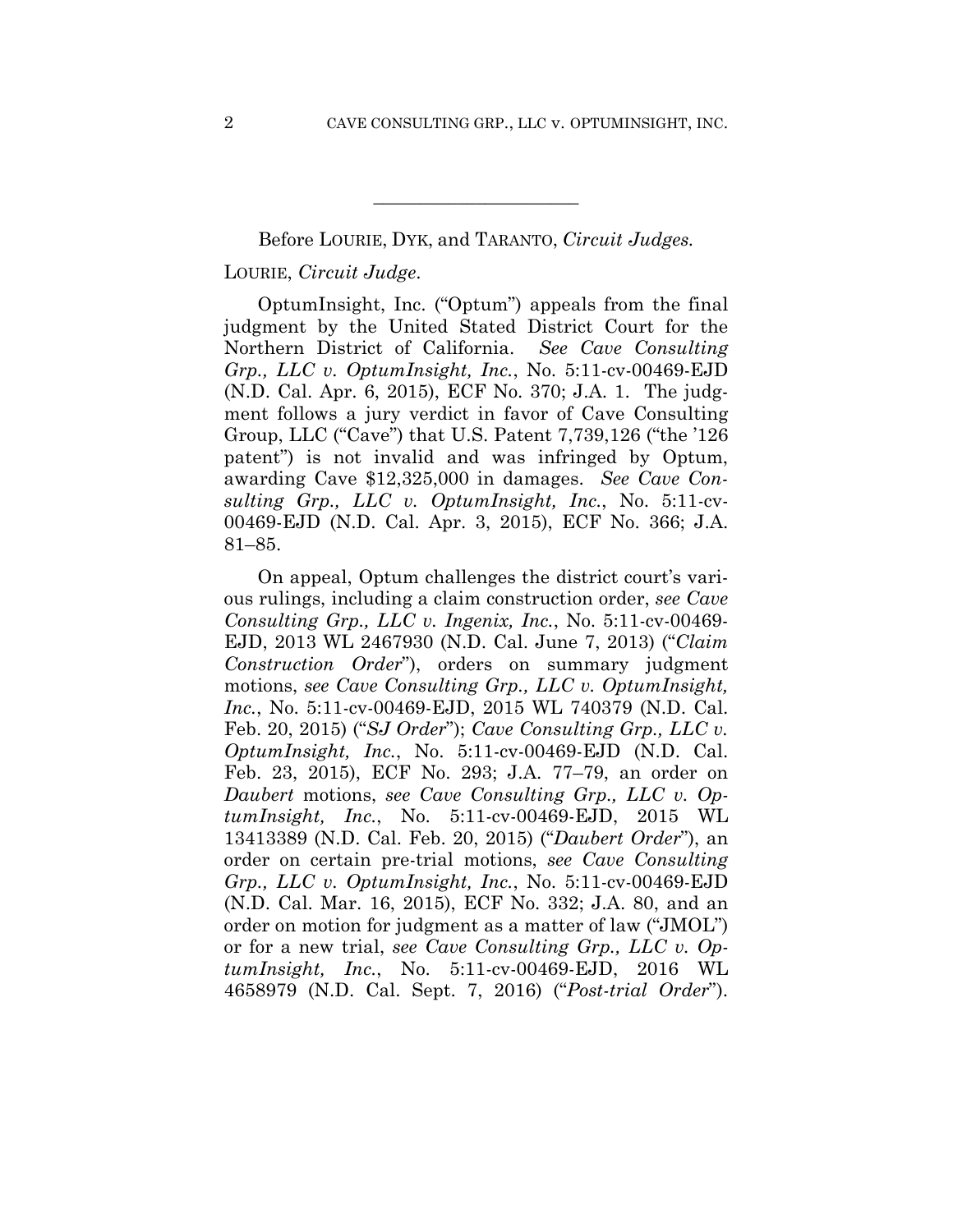---

Before LOURIE, DYK, and TARANTO, *Circuit Judges.*

LOURIE, *Circuit Judge*.

OptumInsight, Inc. ("Optum") appeals from the final judgment by the United Stated District Court for the Northern District of California. *See Cave Consulting Grp., LLC v. OptumInsight, Inc.*, No. 5:11-cv-00469-EJD (N.D. Cal. Apr. 6, 2015), ECF No. 370; J.A. 1. The judgment follows a jury verdict in favor of Cave Consulting Group, LLC ("Cave") that U.S. Patent 7,739,126 ("the '126 patent") is not invalid and was infringed by Optum, awarding Cave $12,325,000 in damages. *See Cave Consulting Grp., LLC v. OptumInsight, Inc.*, No. 5:11-cv-00469-EJD (N.D. Cal. Apr. 3, 2015), ECF No. 366; J.A. 81–85.

On appeal, Optum challenges the district court's various rulings, including a claim construction order, *see Cave Consulting Grp., LLC v. Ingenix, Inc.*, No. 5:11-cv-00469-EJD, 2013 WL 2467930 (N.D. Cal. June 7, 2013) ("*Claim Construction Order*"), orders on summary judgment motions, *see Cave Consulting Grp., LLC v. OptumInsight, Inc.*, No. 5:11-cv-00469-EJD, 2015 WL 740379 (N.D. Cal. Feb. 20, 2015) ("*SJ Order*"); *Cave Consulting Grp., LLC v. OptumInsight, Inc.*, No. 5:11-cv-00469-EJD (N.D. Cal. Feb. 23, 2015), ECF No. 293; J.A. 77–79, an order on *Daubert* motions, *see Cave Consulting Grp., LLC v. OptumInsight, Inc.*, No. 5:11-cv-00469-EJD, 2015 WL 13413389 (N.D. Cal. Feb. 20, 2015) ("*Daubert Order*"), an order on certain pre-trial motions, *see Cave Consulting Grp., LLC v. OptumInsight, Inc.*, No. 5:11-cv-00469-EJD (N.D. Cal. Mar. 16, 2015), ECF No. 332; J.A. 80, and an order on motion for judgment as a matter of law ("JMOL") or for a new trial, *see Cave Consulting Grp., LLC v. OptumInsight, Inc.*, No. 5:11-cv-00469-EJD, 2016 WL 4658979 (N.D. Cal. Sept. 7, 2016) ("*Post-trial Order*").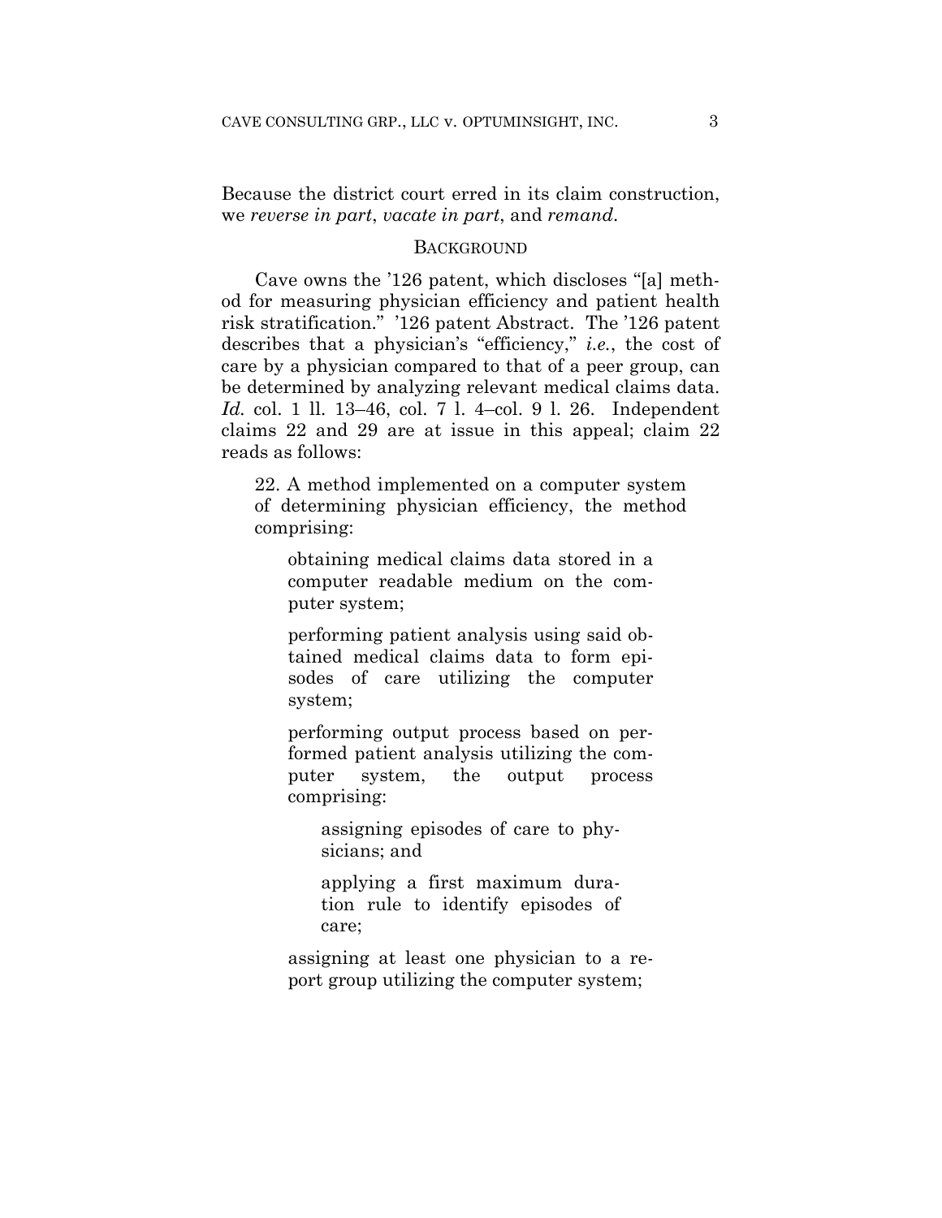Because the district court erred in its claim construction, we *reverse in part*, *vacate in part*, and *remand*.

## BACKGROUND

Cave owns the '126 patent, which discloses "[a] method for measuring physician efficiency and patient health risk stratification." '126 patent Abstract. The '126 patent describes that a physician's "efficiency," *i.e.*, the cost of care by a physician compared to that of a peer group, can be determined by analyzing relevant medical claims data. *Id.* col. 1 ll. 13–46, col. 7 l. 4–col. 9 l. 26. Independent claims 22 and 29 are at issue in this appeal; claim 22 reads as follows:

> 22. A method implemented on a computer system of determining physician efficiency, the method comprising:
>
> > obtaining medical claims data stored in a computer readable medium on the computer system;
> >
> > performing patient analysis using said obtained medical claims data to form episodes of care utilizing the computer system;
> >
> > performing output process based on performed patient analysis utilizing the computer system, the output process comprising:
> >
> > > assigning episodes of care to physicians; and
> > >
> > > applying a first maximum duration rule to identify episodes of care;
> >
> > assigning at least one physician to a report group utilizing the computer system;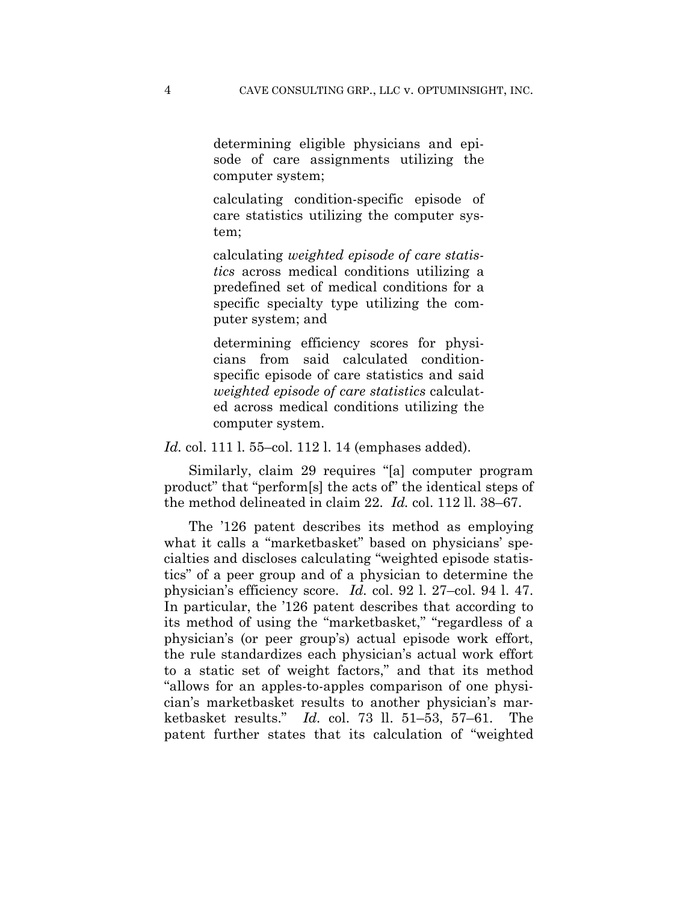> determining eligible physicians and episode of care assignments utilizing the computer system;
>
> calculating condition-specific episode of care statistics utilizing the computer system;
>
> calculating *weighted episode of care statistics* across medical conditions utilizing a predefined set of medical conditions for a specific specialty type utilizing the computer system; and
>
> determining efficiency scores for physicians from said calculated condition-specific episode of care statistics and said *weighted episode of care statistics* calculated across medical conditions utilizing the computer system.

*Id.* col. 111 l. 55–col. 112 l. 14 (emphases added).

Similarly, claim 29 requires "[a] computer program product" that "perform[s] the acts of" the identical steps of the method delineated in claim 22. *Id.* col. 112 ll. 38–67.

The '126 patent describes its method as employing what it calls a "marketbasket" based on physicians' specialties and discloses calculating "weighted episode statistics" of a peer group and of a physician to determine the physician's efficiency score. *Id.* col. 92 l. 27–col. 94 l. 47. In particular, the '126 patent describes that according to its method of using the "marketbasket," "regardless of a physician's (or peer group's) actual episode work effort, the rule standardizes each physician's actual work effort to a static set of weight factors," and that its method "allows for an apples-to-apples comparison of one physician's marketbasket results to another physician's marketbasket results." *Id.* col. 73 ll. 51–53, 57–61. The patent further states that its calculation of "weighted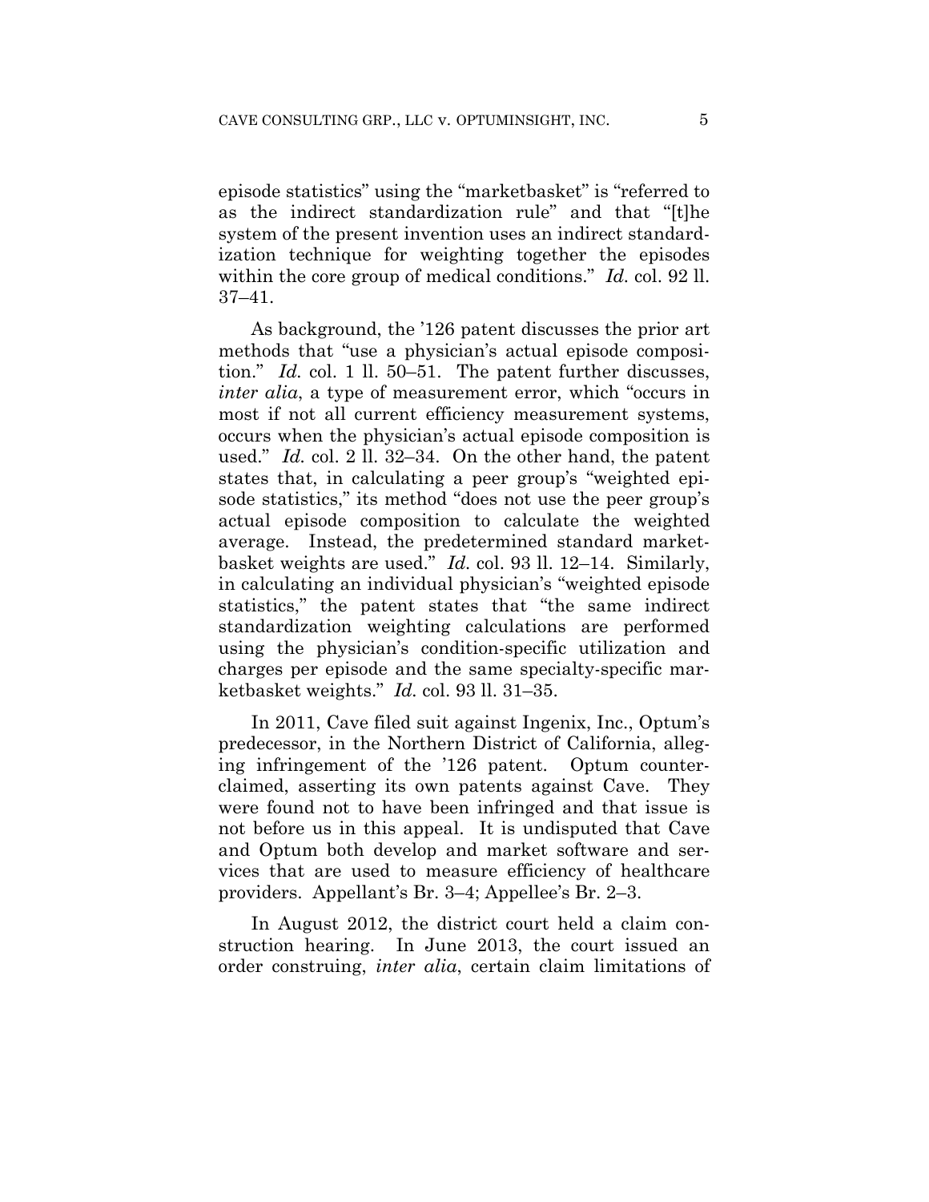episode statistics" using the "marketbasket" is "referred to as the indirect standardization rule" and that "[t]he system of the present invention uses an indirect standardization technique for weighting together the episodes within the core group of medical conditions." *Id.* col. 92 ll. 37–41.

As background, the '126 patent discusses the prior art methods that "use a physician's actual episode composition." *Id.* col. 1 ll. 50–51. The patent further discusses, *inter alia*, a type of measurement error, which "occurs in most if not all current efficiency measurement systems, occurs when the physician's actual episode composition is used." *Id.* col. 2 ll. 32–34. On the other hand, the patent states that, in calculating a peer group's "weighted episode statistics," its method "does not use the peer group's actual episode composition to calculate the weighted average. Instead, the predetermined standard marketbasket weights are used." *Id.* col. 93 ll. 12–14. Similarly, in calculating an individual physician's "weighted episode statistics," the patent states that "the same indirect standardization weighting calculations are performed using the physician's condition-specific utilization and charges per episode and the same specialty-specific marketbasket weights." *Id.* col. 93 ll. 31–35.

In 2011, Cave filed suit against Ingenix, Inc., Optum's predecessor, in the Northern District of California, alleging infringement of the '126 patent. Optum counterclaimed, asserting its own patents against Cave. They were found not to have been infringed and that issue is not before us in this appeal. It is undisputed that Cave and Optum both develop and market software and services that are used to measure efficiency of healthcare providers. Appellant's Br. 3–4; Appellee's Br. 2–3.

In August 2012, the district court held a claim construction hearing. In June 2013, the court issued an order construing, *inter alia*, certain claim limitations of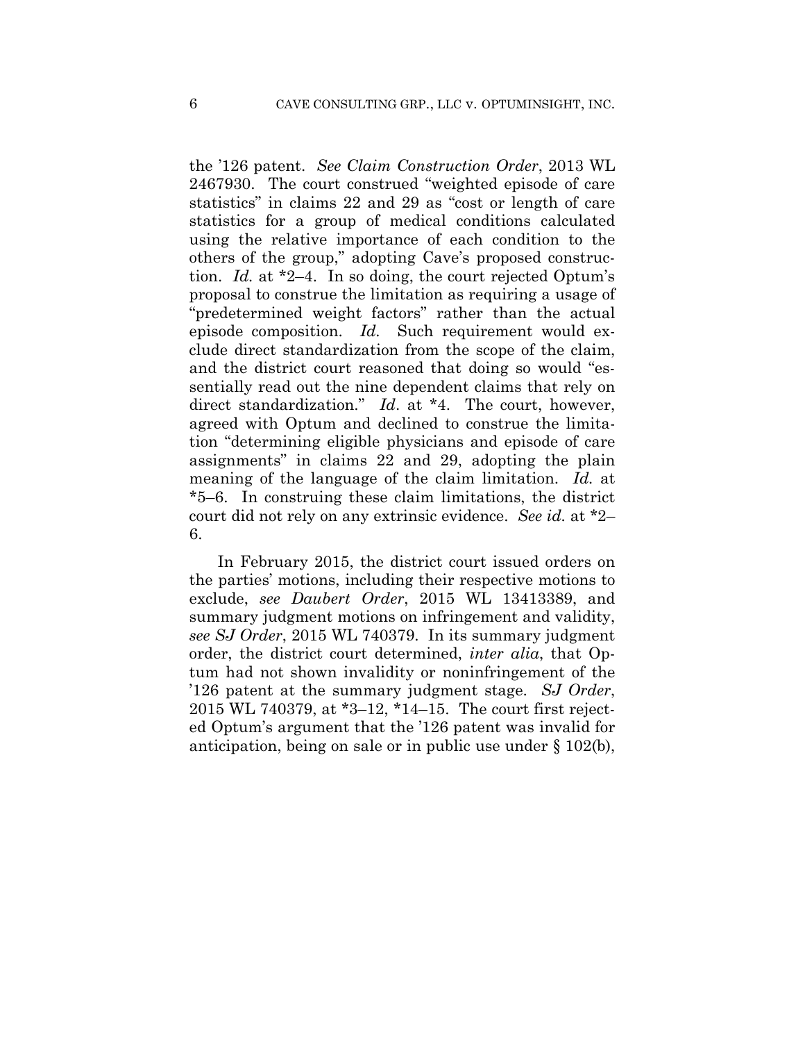the '126 patent. *See Claim Construction Order*, 2013 WL 2467930. The court construed "weighted episode of care statistics" in claims 22 and 29 as "cost or length of care statistics for a group of medical conditions calculated using the relative importance of each condition to the others of the group," adopting Cave's proposed construction. *Id.* at *2–4. In so doing, the court rejected Optum's proposal to construe the limitation as requiring a usage of "predetermined weight factors" rather than the actual episode composition. *Id.* Such requirement would exclude direct standardization from the scope of the claim, and the district court reasoned that doing so would "essentially read out the nine dependent claims that rely on direct standardization." *Id*. at *4. The court, however, agreed with Optum and declined to construe the limitation "determining eligible physicians and episode of care assignments" in claims 22 and 29, adopting the plain meaning of the language of the claim limitation. *Id.* at *5–6. In construing these claim limitations, the district court did not rely on any extrinsic evidence. *See id.* at *2–6.

In February 2015, the district court issued orders on the parties' motions, including their respective motions to exclude, *see Daubert Order*, 2015 WL 13413389, and summary judgment motions on infringement and validity, *see SJ Order*, 2015 WL 740379. In its summary judgment order, the district court determined, *inter alia*, that Optum had not shown invalidity or noninfringement of the '126 patent at the summary judgment stage. *SJ Order*, 2015 WL 740379, at *3–12, *14–15. The court first rejected Optum's argument that the '126 patent was invalid for anticipation, being on sale or in public use under § 102(b),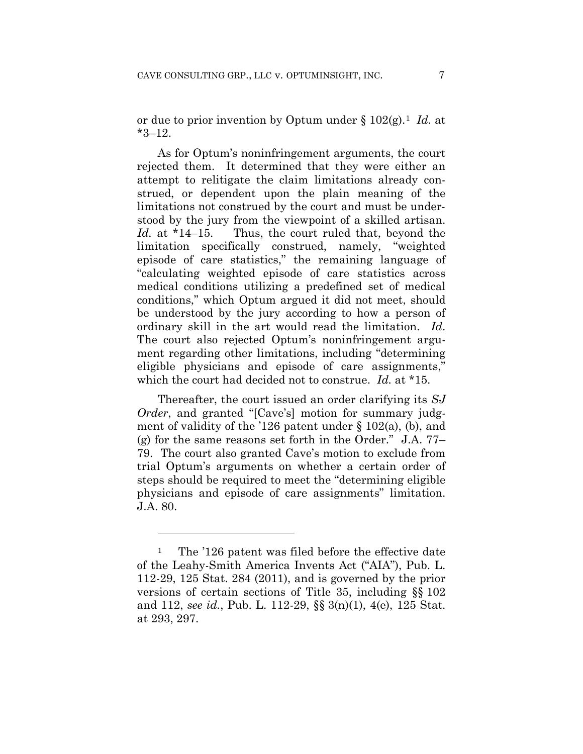or due to prior invention by Optum under § 102(g).[1] *Id.* at *3–12.

As for Optum's noninfringement arguments, the court rejected them. It determined that they were either an attempt to relitigate the claim limitations already construed, or dependent upon the plain meaning of the limitations not construed by the court and must be understood by the jury from the viewpoint of a skilled artisan. *Id.* at *14–15. Thus, the court ruled that, beyond the limitation specifically construed, namely, "weighted episode of care statistics," the remaining language of "calculating weighted episode of care statistics across medical conditions utilizing a predefined set of medical conditions," which Optum argued it did not meet, should be understood by the jury according to how a person of ordinary skill in the art would read the limitation. *Id.* The court also rejected Optum's noninfringement argument regarding other limitations, including "determining eligible physicians and episode of care assignments," which the court had decided not to construe. *Id.* at *15.

Thereafter, the court issued an order clarifying its *SJ Order*, and granted "[Cave's] motion for summary judgment of validity of the '126 patent under § 102(a), (b), and (g) for the same reasons set forth in the Order." J.A. 77–79. The court also granted Cave's motion to exclude from trial Optum's arguments on whether a certain order of steps should be required to meet the "determining eligible physicians and episode of care assignments" limitation. J.A. 80.

---

[1] The '126 patent was filed before the effective date of the Leahy-Smith America Invents Act ("AIA"), Pub. L. 112-29, 125 Stat. 284 (2011), and is governed by the prior versions of certain sections of Title 35, including §§ 102 and 112, *see id.*, Pub. L. 112-29, §§ 3(n)(1), 4(e), 125 Stat. at 293, 297.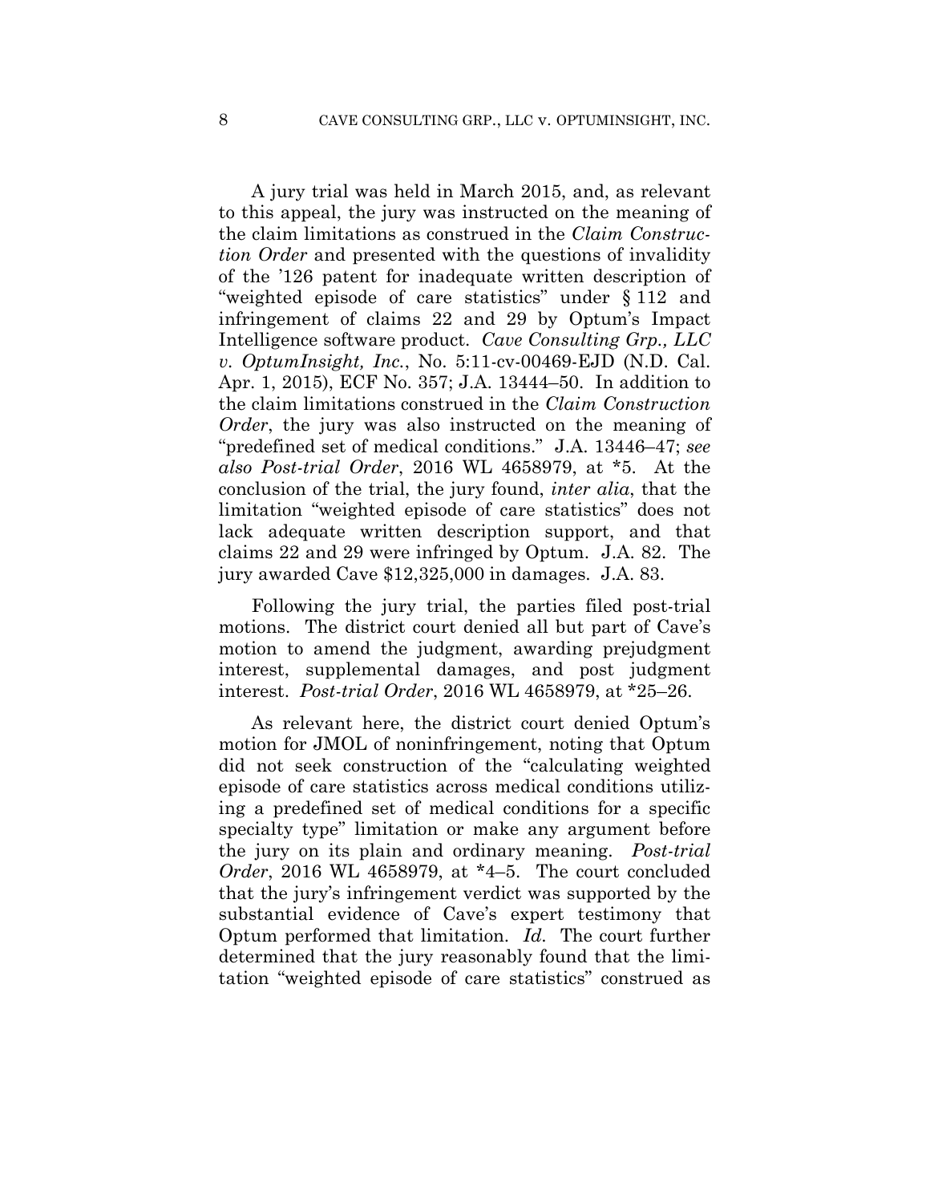A jury trial was held in March 2015, and, as relevant to this appeal, the jury was instructed on the meaning of the claim limitations as construed in the *Claim Construction Order* and presented with the questions of invalidity of the '126 patent for inadequate written description of "weighted episode of care statistics" under § 112 and infringement of claims 22 and 29 by Optum's Impact Intelligence software product. *Cave Consulting Grp., LLC v. OptumInsight, Inc.*, No. 5:11-cv-00469-EJD (N.D. Cal. Apr. 1, 2015), ECF No. 357; J.A. 13444–50. In addition to the claim limitations construed in the *Claim Construction Order*, the jury was also instructed on the meaning of "predefined set of medical conditions." J.A. 13446–47; *see also Post-trial Order*, 2016 WL 4658979, at *5. At the conclusion of the trial, the jury found, *inter alia*, that the limitation "weighted episode of care statistics" does not lack adequate written description support, and that claims 22 and 29 were infringed by Optum. J.A. 82. The jury awarded Cave $12,325,000 in damages. J.A. 83.

Following the jury trial, the parties filed post-trial motions. The district court denied all but part of Cave's motion to amend the judgment, awarding prejudgment interest, supplemental damages, and post judgment interest. *Post-trial Order*, 2016 WL 4658979, at *25–26.

As relevant here, the district court denied Optum's motion for JMOL of noninfringement, noting that Optum did not seek construction of the "calculating weighted episode of care statistics across medical conditions utilizing a predefined set of medical conditions for a specific specialty type" limitation or make any argument before the jury on its plain and ordinary meaning. *Post-trial Order*, 2016 WL 4658979, at *4–5. The court concluded that the jury's infringement verdict was supported by the substantial evidence of Cave's expert testimony that Optum performed that limitation. *Id.* The court further determined that the jury reasonably found that the limitation "weighted episode of care statistics" construed as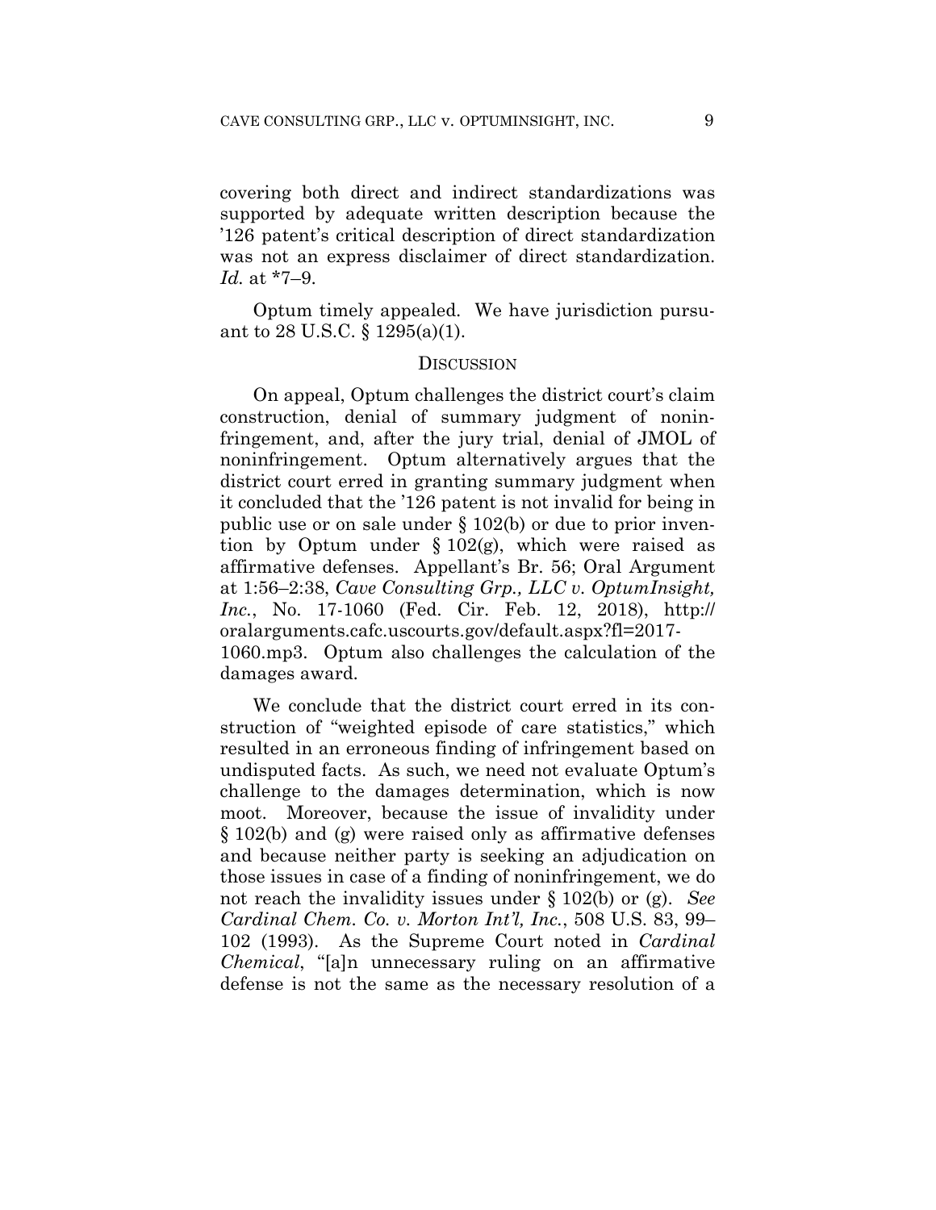covering both direct and indirect standardizations was supported by adequate written description because the '126 patent's critical description of direct standardization was not an express disclaimer of direct standardization. *Id.* at *7–9.

Optum timely appealed. We have jurisdiction pursuant to 28 U.S.C. § 1295(a)(1).

## DISCUSSION

On appeal, Optum challenges the district court's claim construction, denial of summary judgment of noninfringement, and, after the jury trial, denial of JMOL of noninfringement. Optum alternatively argues that the district court erred in granting summary judgment when it concluded that the '126 patent is not invalid for being in public use or on sale under § 102(b) or due to prior invention by Optum under § 102(g), which were raised as affirmative defenses. Appellant's Br. 56; Oral Argument at 1:56–2:38, *Cave Consulting Grp., LLC v. OptumInsight, Inc.*, No. 17-1060 (Fed. Cir. Feb. 12, 2018), http://oralarguments.cafc.uscourts.gov/default.aspx?fl=2017-1060.mp3. Optum also challenges the calculation of the damages award.

We conclude that the district court erred in its construction of "weighted episode of care statistics," which resulted in an erroneous finding of infringement based on undisputed facts. As such, we need not evaluate Optum's challenge to the damages determination, which is now moot. Moreover, because the issue of invalidity under § 102(b) and (g) were raised only as affirmative defenses and because neither party is seeking an adjudication on those issues in case of a finding of noninfringement, we do not reach the invalidity issues under § 102(b) or (g). *See Cardinal Chem. Co. v. Morton Int'l, Inc.*, 508 U.S. 83, 99–102 (1993). As the Supreme Court noted in *Cardinal Chemical*, "[a]n unnecessary ruling on an affirmative defense is not the same as the necessary resolution of a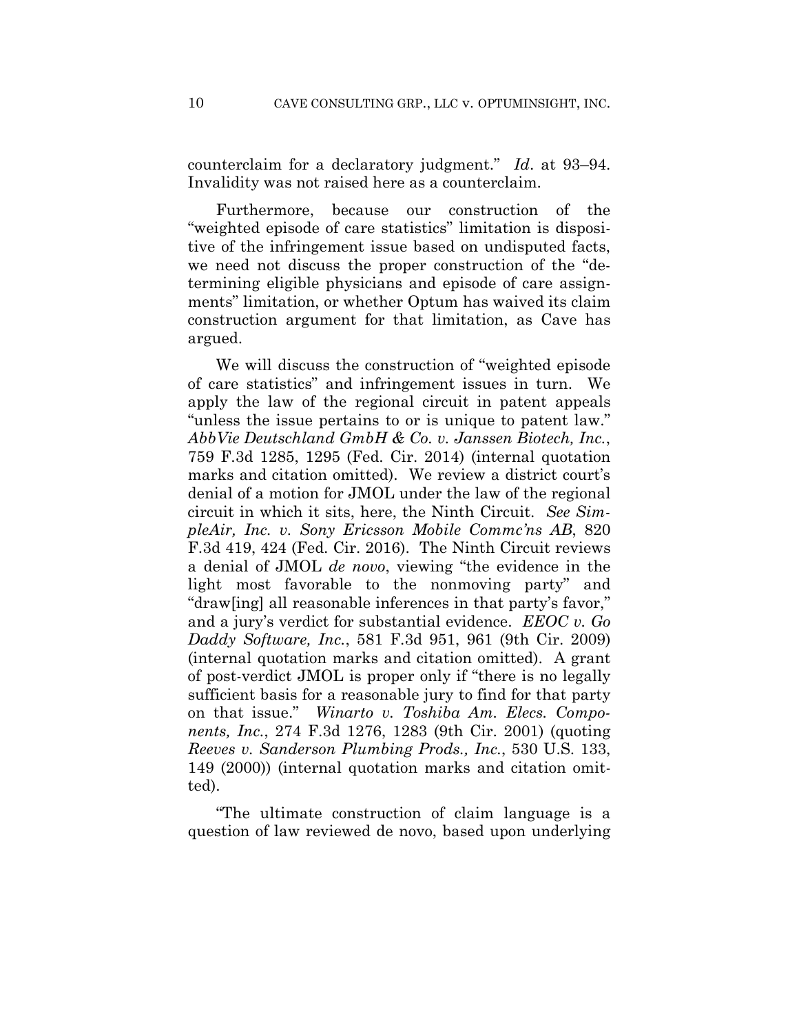counterclaim for a declaratory judgment." *Id*. at 93–94. Invalidity was not raised here as a counterclaim.

Furthermore, because our construction of the "weighted episode of care statistics" limitation is dispositive of the infringement issue based on undisputed facts, we need not discuss the proper construction of the "determining eligible physicians and episode of care assignments" limitation, or whether Optum has waived its claim construction argument for that limitation, as Cave has argued.

We will discuss the construction of "weighted episode of care statistics" and infringement issues in turn. We apply the law of the regional circuit in patent appeals "unless the issue pertains to or is unique to patent law." *AbbVie Deutschland GmbH & Co. v. Janssen Biotech, Inc.*, 759 F.3d 1285, 1295 (Fed. Cir. 2014) (internal quotation marks and citation omitted). We review a district court's denial of a motion for JMOL under the law of the regional circuit in which it sits, here, the Ninth Circuit. *See SimpleAir, Inc. v. Sony Ericsson Mobile Commc'ns AB*, 820 F.3d 419, 424 (Fed. Cir. 2016). The Ninth Circuit reviews a denial of JMOL *de novo*, viewing "the evidence in the light most favorable to the nonmoving party" and "draw[ing] all reasonable inferences in that party's favor," and a jury's verdict for substantial evidence. *EEOC v. Go Daddy Software, Inc.*, 581 F.3d 951, 961 (9th Cir. 2009) (internal quotation marks and citation omitted). A grant of post-verdict JMOL is proper only if "there is no legally sufficient basis for a reasonable jury to find for that party on that issue." *Winarto v. Toshiba Am. Elecs. Components, Inc.*, 274 F.3d 1276, 1283 (9th Cir. 2001) (quoting *Reeves v. Sanderson Plumbing Prods., Inc.*, 530 U.S. 133, 149 (2000)) (internal quotation marks and citation omitted).

"The ultimate construction of claim language is a question of law reviewed de novo, based upon underlying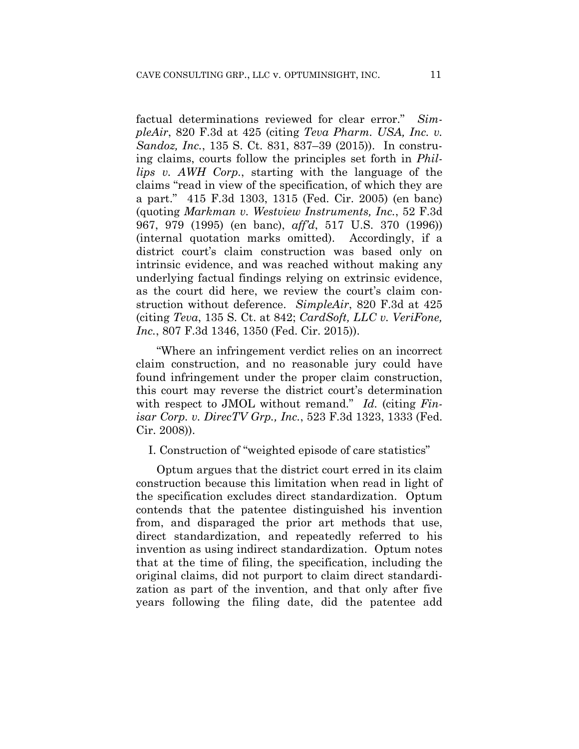factual determinations reviewed for clear error." *SimpleAir*, 820 F.3d at 425 (citing *Teva Pharm. USA, Inc. v. Sandoz, Inc.*, 135 S. Ct. 831, 837–39 (2015)). In construing claims, courts follow the principles set forth in *Phillips v. AWH Corp.*, starting with the language of the claims "read in view of the specification, of which they are a part." 415 F.3d 1303, 1315 (Fed. Cir. 2005) (en banc) (quoting *Markman v. Westview Instruments, Inc.*, 52 F.3d 967, 979 (1995) (en banc), *aff'd*, 517 U.S. 370 (1996)) (internal quotation marks omitted). Accordingly, if a district court's claim construction was based only on intrinsic evidence, and was reached without making any underlying factual findings relying on extrinsic evidence, as the court did here, we review the court's claim construction without deference. *SimpleAir*, 820 F.3d at 425 (citing *Teva*, 135 S. Ct. at 842; *CardSoft, LLC v. VeriFone, Inc.*, 807 F.3d 1346, 1350 (Fed. Cir. 2015)).

"Where an infringement verdict relies on an incorrect claim construction, and no reasonable jury could have found infringement under the proper claim construction, this court may reverse the district court's determination with respect to JMOL without remand." *Id.* (citing *Finisar Corp. v. DirecTV Grp., Inc.*, 523 F.3d 1323, 1333 (Fed. Cir. 2008)).

I. Construction of "weighted episode of care statistics"

Optum argues that the district court erred in its claim construction because this limitation when read in light of the specification excludes direct standardization. Optum contends that the patentee distinguished his invention from, and disparaged the prior art methods that use, direct standardization, and repeatedly referred to his invention as using indirect standardization. Optum notes that at the time of filing, the specification, including the original claims, did not purport to claim direct standardization as part of the invention, and that only after five years following the filing date, did the patentee add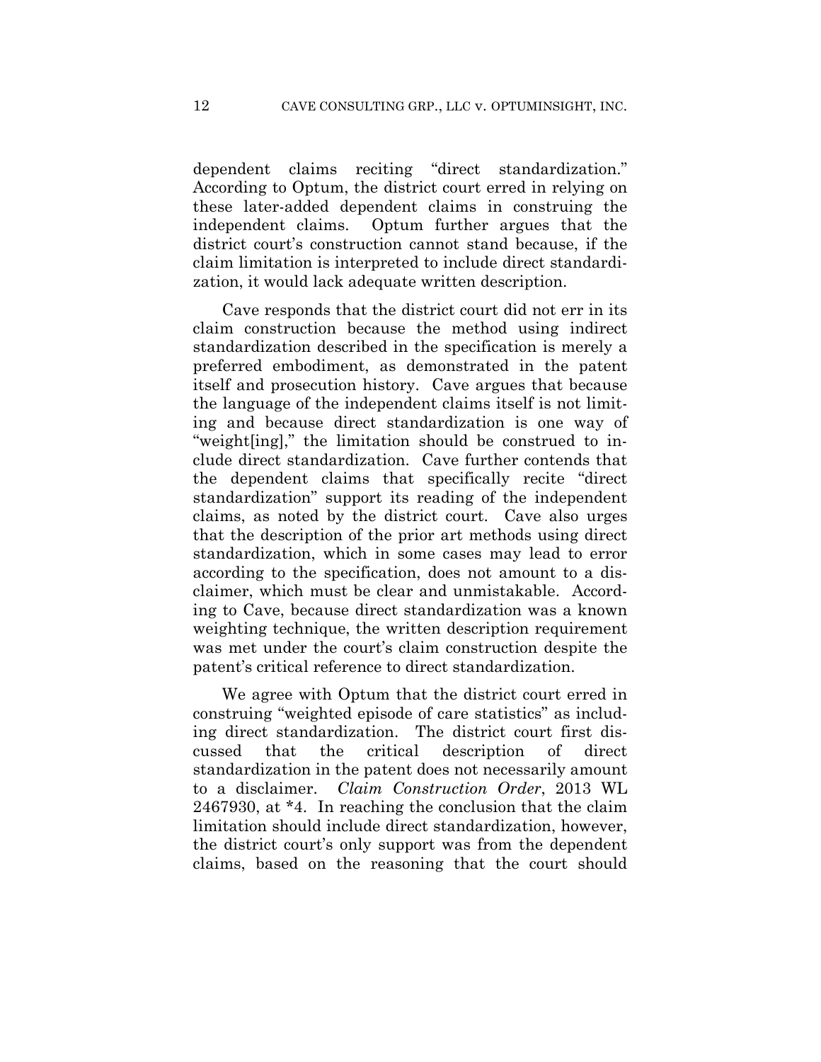dependent claims reciting "direct standardization." According to Optum, the district court erred in relying on these later-added dependent claims in construing the independent claims. Optum further argues that the district court's construction cannot stand because, if the claim limitation is interpreted to include direct standardization, it would lack adequate written description.

Cave responds that the district court did not err in its claim construction because the method using indirect standardization described in the specification is merely a preferred embodiment, as demonstrated in the patent itself and prosecution history. Cave argues that because the language of the independent claims itself is not limiting and because direct standardization is one way of "weight[ing]," the limitation should be construed to include direct standardization. Cave further contends that the dependent claims that specifically recite "direct standardization" support its reading of the independent claims, as noted by the district court. Cave also urges that the description of the prior art methods using direct standardization, which in some cases may lead to error according to the specification, does not amount to a disclaimer, which must be clear and unmistakable. According to Cave, because direct standardization was a known weighting technique, the written description requirement was met under the court's claim construction despite the patent's critical reference to direct standardization.

We agree with Optum that the district court erred in construing "weighted episode of care statistics" as including direct standardization. The district court first discussed that the critical description of direct standardization in the patent does not necessarily amount to a disclaimer. *Claim Construction Order*, 2013 WL 2467930, at *4. In reaching the conclusion that the claim limitation should include direct standardization, however, the district court's only support was from the dependent claims, based on the reasoning that the court should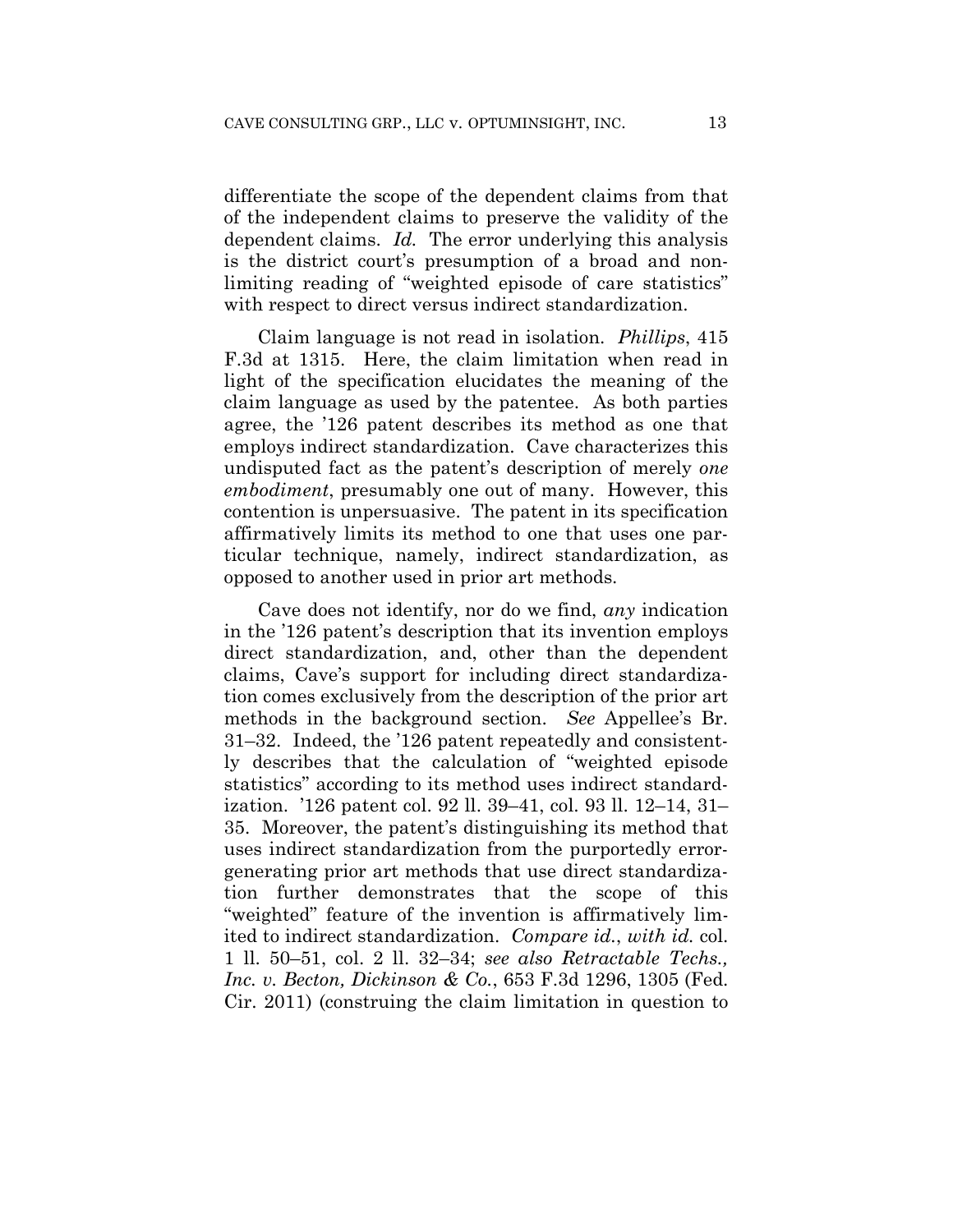differentiate the scope of the dependent claims from that of the independent claims to preserve the validity of the dependent claims. *Id.* The error underlying this analysis is the district court's presumption of a broad and non-limiting reading of "weighted episode of care statistics" with respect to direct versus indirect standardization.

Claim language is not read in isolation. *Phillips*, 415 F.3d at 1315. Here, the claim limitation when read in light of the specification elucidates the meaning of the claim language as used by the patentee. As both parties agree, the '126 patent describes its method as one that employs indirect standardization. Cave characterizes this undisputed fact as the patent's description of merely *one embodiment*, presumably one out of many. However, this contention is unpersuasive. The patent in its specification affirmatively limits its method to one that uses one particular technique, namely, indirect standardization, as opposed to another used in prior art methods.

Cave does not identify, nor do we find, *any* indication in the '126 patent's description that its invention employs direct standardization, and, other than the dependent claims, Cave's support for including direct standardization comes exclusively from the description of the prior art methods in the background section. *See* Appellee's Br. 31–32. Indeed, the '126 patent repeatedly and consistently describes that the calculation of "weighted episode statistics" according to its method uses indirect standardization. '126 patent col. 92 ll. 39–41, col. 93 ll. 12–14, 31–35. Moreover, the patent's distinguishing its method that uses indirect standardization from the purportedly error-generating prior art methods that use direct standardization further demonstrates that the scope of this "weighted" feature of the invention is affirmatively limited to indirect standardization. *Compare id.*, *with id.* col. 1 ll. 50–51, col. 2 ll. 32–34; *see also Retractable Techs., Inc. v. Becton, Dickinson & Co.*, 653 F.3d 1296, 1305 (Fed. Cir. 2011) (construing the claim limitation in question to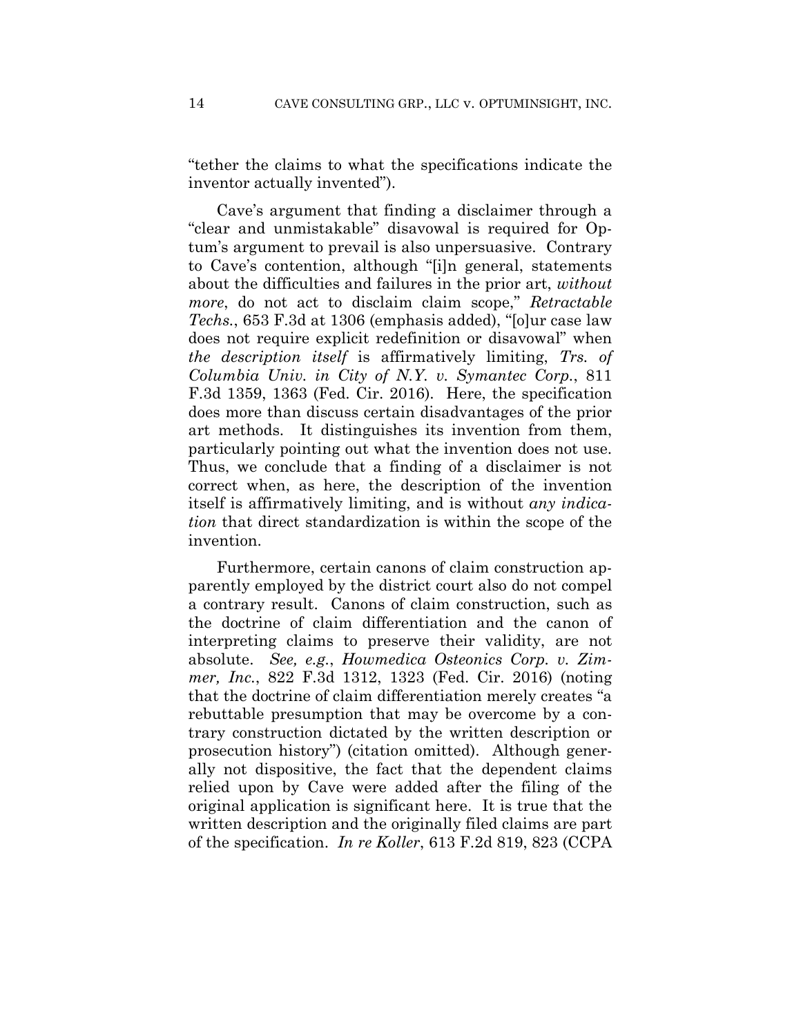"tether the claims to what the specifications indicate the inventor actually invented").

Cave's argument that finding a disclaimer through a "clear and unmistakable" disavowal is required for Optum's argument to prevail is also unpersuasive. Contrary to Cave's contention, although "[i]n general, statements about the difficulties and failures in the prior art, *without more*, do not act to disclaim claim scope," *Retractable Techs.*, 653 F.3d at 1306 (emphasis added), "[o]ur case law does not require explicit redefinition or disavowal" when *the description itself* is affirmatively limiting, *Trs. of Columbia Univ. in City of N.Y. v. Symantec Corp.*, 811 F.3d 1359, 1363 (Fed. Cir. 2016). Here, the specification does more than discuss certain disadvantages of the prior art methods. It distinguishes its invention from them, particularly pointing out what the invention does not use. Thus, we conclude that a finding of a disclaimer is not correct when, as here, the description of the invention itself is affirmatively limiting, and is without *any indication* that direct standardization is within the scope of the invention.

Furthermore, certain canons of claim construction apparently employed by the district court also do not compel a contrary result. Canons of claim construction, such as the doctrine of claim differentiation and the canon of interpreting claims to preserve their validity, are not absolute. *See, e.g.*, *Howmedica Osteonics Corp. v. Zimmer, Inc.*, 822 F.3d 1312, 1323 (Fed. Cir. 2016) (noting that the doctrine of claim differentiation merely creates "a rebuttable presumption that may be overcome by a contrary construction dictated by the written description or prosecution history") (citation omitted). Although generally not dispositive, the fact that the dependent claims relied upon by Cave were added after the filing of the original application is significant here. It is true that the written description and the originally filed claims are part of the specification. *In re Koller*, 613 F.2d 819, 823 (CCPA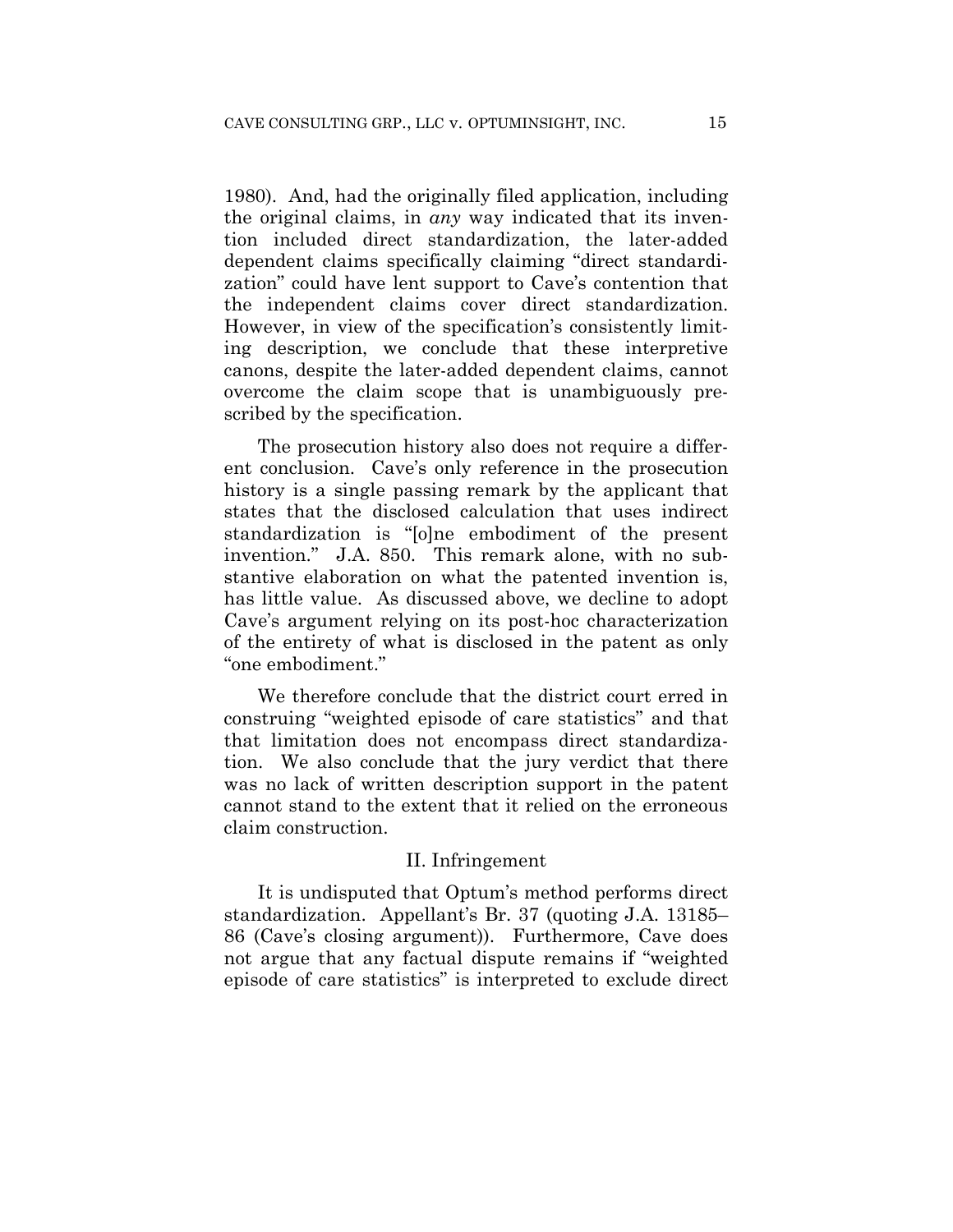1980). And, had the originally filed application, including the original claims, in *any* way indicated that its invention included direct standardization, the later-added dependent claims specifically claiming "direct standardization" could have lent support to Cave's contention that the independent claims cover direct standardization. However, in view of the specification's consistently limiting description, we conclude that these interpretive canons, despite the later-added dependent claims, cannot overcome the claim scope that is unambiguously prescribed by the specification.

The prosecution history also does not require a different conclusion. Cave's only reference in the prosecution history is a single passing remark by the applicant that states that the disclosed calculation that uses indirect standardization is "[o]ne embodiment of the present invention." J.A. 850. This remark alone, with no substantive elaboration on what the patented invention is, has little value. As discussed above, we decline to adopt Cave's argument relying on its post-hoc characterization of the entirety of what is disclosed in the patent as only "one embodiment."

We therefore conclude that the district court erred in construing "weighted episode of care statistics" and that that limitation does not encompass direct standardization. We also conclude that the jury verdict that there was no lack of written description support in the patent cannot stand to the extent that it relied on the erroneous claim construction.

## II. Infringement

It is undisputed that Optum's method performs direct standardization. Appellant's Br. 37 (quoting J.A. 13185–86 (Cave's closing argument)). Furthermore, Cave does not argue that any factual dispute remains if "weighted episode of care statistics" is interpreted to exclude direct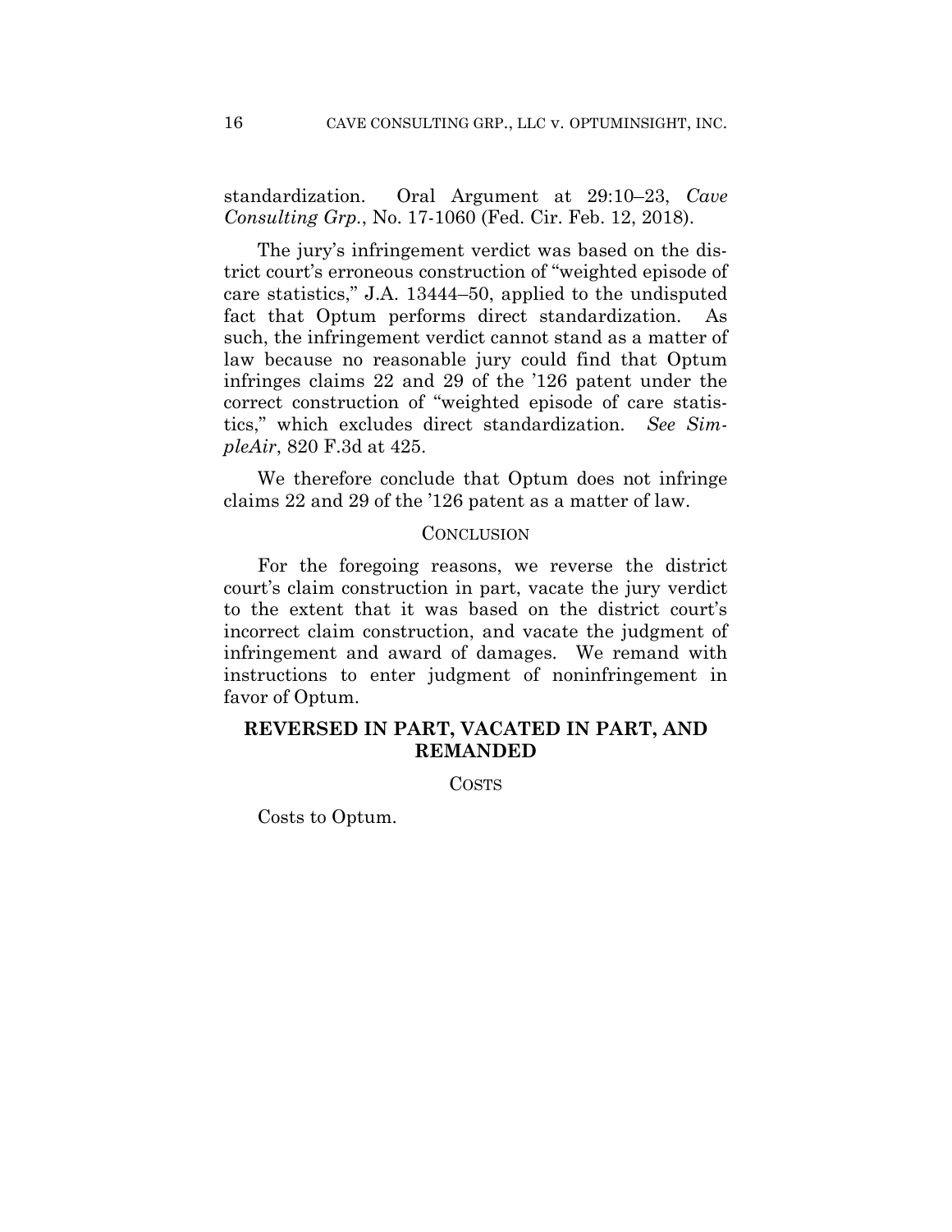standardization. Oral Argument at 29:10–23, *Cave Consulting Grp.*, No. 17-1060 (Fed. Cir. Feb. 12, 2018).

The jury's infringement verdict was based on the district court's erroneous construction of "weighted episode of care statistics," J.A. 13444–50, applied to the undisputed fact that Optum performs direct standardization. As such, the infringement verdict cannot stand as a matter of law because no reasonable jury could find that Optum infringes claims 22 and 29 of the '126 patent under the correct construction of "weighted episode of care statistics," which excludes direct standardization. *See SimpleAir*, 820 F.3d at 425.

We therefore conclude that Optum does not infringe claims 22 and 29 of the '126 patent as a matter of law.

## CONCLUSION

For the foregoing reasons, we reverse the district court's claim construction in part, vacate the jury verdict to the extent that it was based on the district court's incorrect claim construction, and vacate the judgment of infringement and award of damages. We remand with instructions to enter judgment of noninfringement in favor of Optum.

**REVERSED IN PART, VACATED IN PART, AND REMANDED**

## COSTS

Costs to Optum.